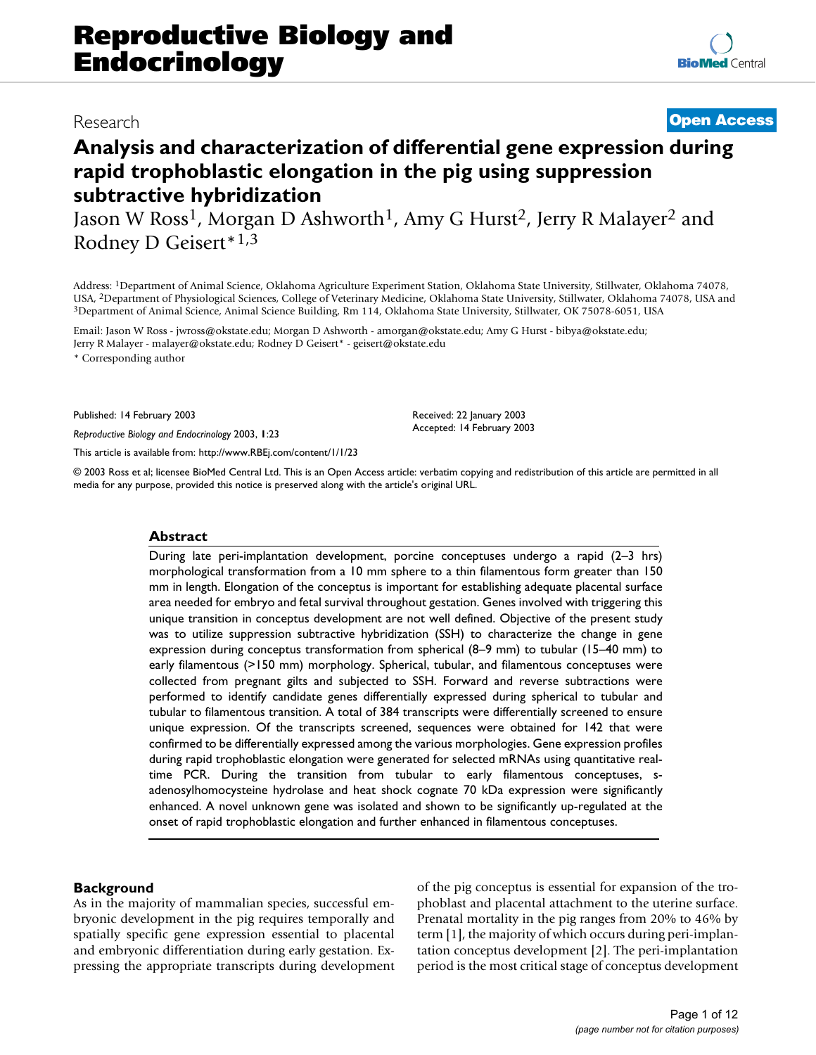# Reproductive Biology and Endocrinology

Research **Open Access**

## Analysis and characterization of differential gene expression during rapid trophoblastic elongation in the pig using suppression subtractive hybridization

Jason W Ross[1], Morgan D Ashworth[1], Amy G Hurst[2], Jerry R Malayer[2] and Rodney D Geisert*[1,3]

Address: [1]Department of Animal Science, Oklahoma Agriculture Experiment Station, Oklahoma State University, Stillwater, Oklahoma 74078, USA, [2]Department of Physiological Sciences, College of Veterinary Medicine, Oklahoma State University, Stillwater, Oklahoma 74078, USA and [3]Department of Animal Science, Animal Science Building, Rm 114, Oklahoma State University, Stillwater, OK 75078-6051, USA

Email: Jason W Ross - jwross@okstate.edu; Morgan D Ashworth - amorgan@okstate.edu; Amy G Hurst - bibya@okstate.edu; Jerry R Malayer - malayer@okstate.edu; Rodney D Geisert* - geisert@okstate.edu

\* Corresponding author

Published: 14 February 2003

*Reproductive Biology and Endocrinology* 2003, **1**:23

This article is available from: http://www.RBEj.com/content/1/1/23

Received: 22 January 2003
Accepted: 14 February 2003

© 2003 Ross et al; licensee BioMed Central Ltd. This is an Open Access article: verbatim copying and redistribution of this article are permitted in all media for any purpose, provided this notice is preserved along with the article's original URL.

### Abstract

During late peri-implantation development, porcine conceptuses undergo a rapid (2–3 hrs) morphological transformation from a 10 mm sphere to a thin filamentous form greater than 150 mm in length. Elongation of the conceptus is important for establishing adequate placental surface area needed for embryo and fetal survival throughout gestation. Genes involved with triggering this unique transition in conceptus development are not well defined. Objective of the present study was to utilize suppression subtractive hybridization (SSH) to characterize the change in gene expression during conceptus transformation from spherical (8–9 mm) to tubular (15–40 mm) to early filamentous (>150 mm) morphology. Spherical, tubular, and filamentous conceptuses were collected from pregnant gilts and subjected to SSH. Forward and reverse subtractions were performed to identify candidate genes differentially expressed during spherical to tubular and tubular to filamentous transition. A total of 384 transcripts were differentially screened to ensure unique expression. Of the transcripts screened, sequences were obtained for 142 that were confirmed to be differentially expressed among the various morphologies. Gene expression profiles during rapid trophoblastic elongation were generated for selected mRNAs using quantitative real-time PCR. During the transition from tubular to early filamentous conceptuses, s-adenosylhomocysteine hydrolase and heat shock cognate 70 kDa expression were significantly enhanced. A novel unknown gene was isolated and shown to be significantly up-regulated at the onset of rapid trophoblastic elongation and further enhanced in filamentous conceptuses.

### Background

As in the majority of mammalian species, successful embryonic development in the pig requires temporally and spatially specific gene expression essential to placental and embryonic differentiation during early gestation. Expressing the appropriate transcripts during development of the pig conceptus is essential for expansion of the trophoblast and placental attachment to the uterine surface. Prenatal mortality in the pig ranges from 20% to 46% by term [1], the majority of which occurs during peri-implantation conceptus development [2]. The peri-implantation period is the most critical stage of conceptus development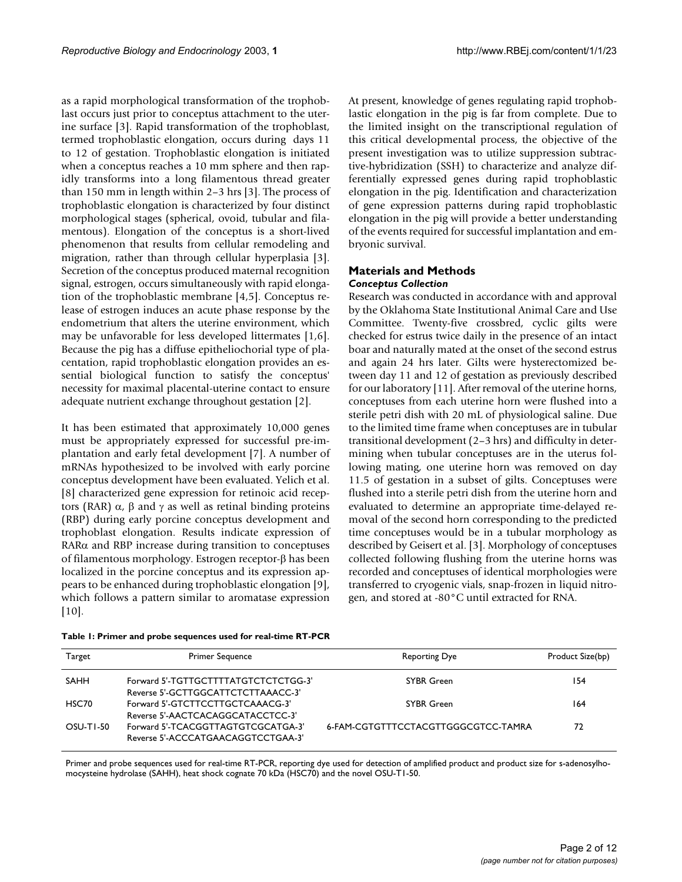as a rapid morphological transformation of the trophoblast occurs just prior to conceptus attachment to the uterine surface [3]. Rapid transformation of the trophoblast, termed trophoblastic elongation, occurs during days 11 to 12 of gestation. Trophoblastic elongation is initiated when a conceptus reaches a 10 mm sphere and then rapidly transforms into a long filamentous thread greater than 150 mm in length within 2–3 hrs [3]. The process of trophoblastic elongation is characterized by four distinct morphological stages (spherical, ovoid, tubular and filamentous). Elongation of the conceptus is a short-lived phenomenon that results from cellular remodeling and migration, rather than through cellular hyperplasia [3]. Secretion of the conceptus produced maternal recognition signal, estrogen, occurs simultaneously with rapid elongation of the trophoblastic membrane [4,5]. Conceptus release of estrogen induces an acute phase response by the endometrium that alters the uterine environment, which may be unfavorable for less developed littermates [1,6]. Because the pig has a diffuse epitheliochorial type of placentation, rapid trophoblastic elongation provides an essential biological function to satisfy the conceptus' necessity for maximal placental-uterine contact to ensure adequate nutrient exchange throughout gestation [2].

It has been estimated that approximately 10,000 genes must be appropriately expressed for successful pre-implantation and early fetal development [7]. A number of mRNAs hypothesized to be involved with early porcine conceptus development have been evaluated. Yelich et al. [8] characterized gene expression for retinoic acid receptors (RAR) $\alpha$, $\beta$ and $\gamma$ as well as retinal binding proteins (RBP) during early porcine conceptus development and trophoblast elongation. Results indicate expression of RAR$\alpha$ and RBP increase during transition to conceptuses of filamentous morphology. Estrogen receptor-$\beta$ has been localized in the porcine conceptus and its expression appears to be enhanced during trophoblastic elongation [9], which follows a pattern similar to aromatase expression [10].

At present, knowledge of genes regulating rapid trophoblastic elongation in the pig is far from complete. Due to the limited insight on the transcriptional regulation of this critical developmental process, the objective of the present investigation was to utilize suppression subtractive-hybridization (SSH) to characterize and analyze differentially expressed genes during rapid trophoblastic elongation in the pig. Identification and characterization of gene expression patterns during rapid trophoblastic elongation in the pig will provide a better understanding of the events required for successful implantation and embryonic survival.

## Materials and Methods

### *Conceptus Collection*

Research was conducted in accordance with and approval by the Oklahoma State Institutional Animal Care and Use Committee. Twenty-five crossbred, cyclic gilts were checked for estrus twice daily in the presence of an intact boar and naturally mated at the onset of the second estrus and again 24 hrs later. Gilts were hysterectomized between day 11 and 12 of gestation as previously described for our laboratory [11]. After removal of the uterine horns, conceptuses from each uterine horn were flushed into a sterile petri dish with 20 mL of physiological saline. Due to the limited time frame when conceptuses are in tubular transitional development (2–3 hrs) and difficulty in determining when tubular conceptuses are in the uterus following mating, one uterine horn was removed on day 11.5 of gestation in a subset of gilts. Conceptuses were flushed into a sterile petri dish from the uterine horn and evaluated to determine an appropriate time-delayed removal of the second horn corresponding to the predicted time conceptuses would be in a tubular morphology as described by Geisert et al. [3]. Morphology of conceptuses collected following flushing from the uterine horns was recorded and conceptuses of identical morphologies were transferred to cryogenic vials, snap-frozen in liquid nitrogen, and stored at -80°C until extracted for RNA.

**Table 1: Primer and probe sequences used for real-time RT-PCR**

| Target | Primer Sequence | Reporting Dye | Product Size(bp) |
|---|---|---|---|
| SAHH | Forward 5'-TGTTGCTTTTATGTCTCTCTGG-3'<br>Reverse 5'-GCTTGGCATTCTCTTAAACC-3' | SYBR Green | 154 |
| HSC70 | Forward 5'-GTCTTCCTTGCTCAAACG-3'<br>Reverse 5'-AACTCACAGGCATACCTCC-3' | SYBR Green | 164 |
| OSU-T1-50 | Forward 5'-TCACGGTTAGTGTCGCATGA-3'<br>Reverse 5'-ACCCATGAACAGGTCCTGAA-3' | 6-FAM-CGTGTTTCCTACGTTGGGCGTCC-TAMRA | 72 |

Primer and probe sequences used for real-time RT-PCR, reporting dye used for detection of amplified product and product size for s-adenosylhomocysteine hydrolase (SAHH), heat shock cognate 70 kDa (HSC70) and the novel OSU-T1-50.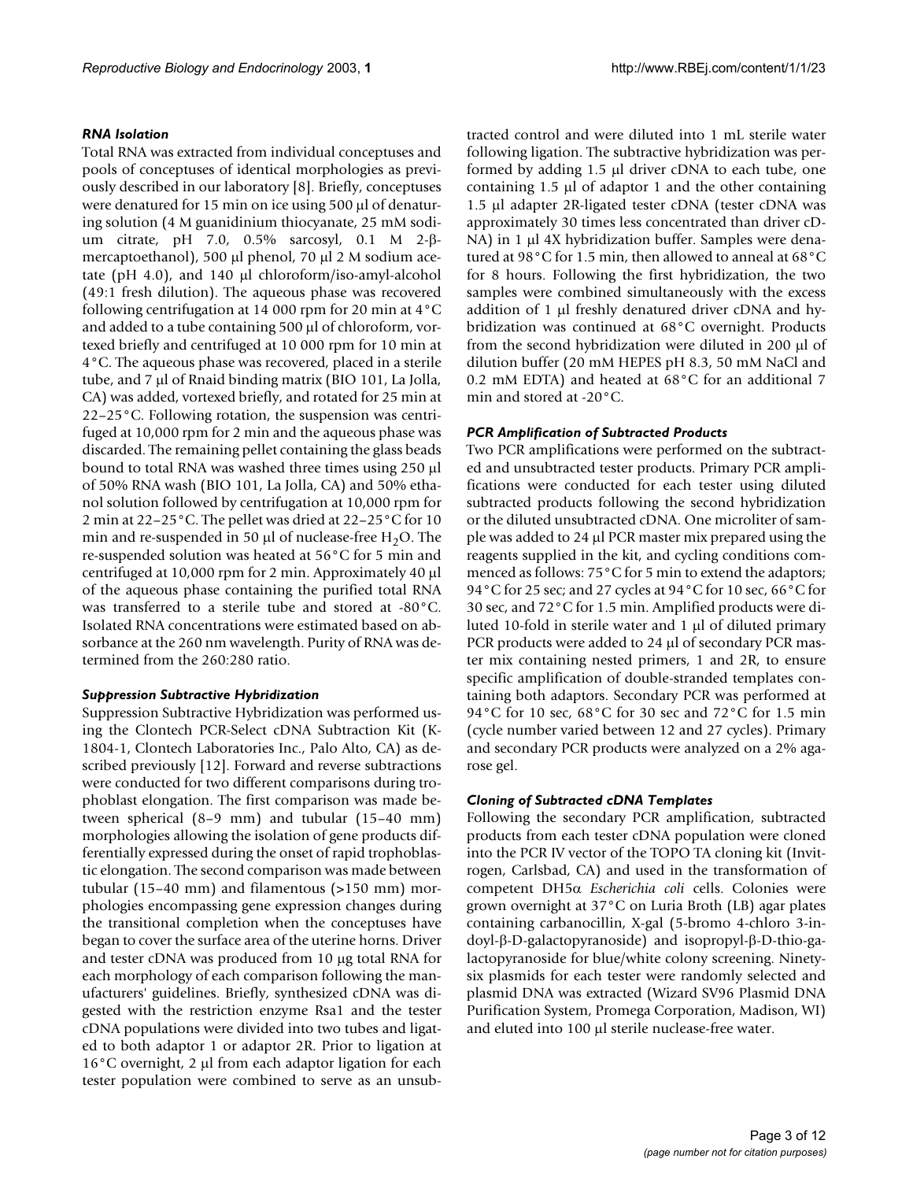### RNA Isolation

Total RNA was extracted from individual conceptuses and pools of conceptuses of identical morphologies as previously described in our laboratory [8]. Briefly, conceptuses were denatured for 15 min on ice using 500 μl of denaturing solution (4 M guanidinium thiocyanate, 25 mM sodium citrate, pH 7.0, 0.5% sarcosyl, 0.1 M 2-β-mercaptoethanol), 500 μl phenol, 70 μl 2 M sodium acetate (pH 4.0), and 140 μl chloroform/iso-amyl-alcohol (49:1 fresh dilution). The aqueous phase was recovered following centrifugation at 14 000 rpm for 20 min at 4°C and added to a tube containing 500 μl of chloroform, vortexed briefly and centrifuged at 10 000 rpm for 10 min at 4°C. The aqueous phase was recovered, placed in a sterile tube, and 7 μl of Rnaid binding matrix (BIO 101, La Jolla, CA) was added, vortexed briefly, and rotated for 25 min at 22–25°C. Following rotation, the suspension was centrifuged at 10,000 rpm for 2 min and the aqueous phase was discarded. The remaining pellet containing the glass beads bound to total RNA was washed three times using 250 μl of 50% RNA wash (BIO 101, La Jolla, CA) and 50% ethanol solution followed by centrifugation at 10,000 rpm for 2 min at 22–25°C. The pellet was dried at 22–25°C for 10 min and re-suspended in 50 μl of nuclease-free $H_2O$. The re-suspended solution was heated at 56°C for 5 min and centrifuged at 10,000 rpm for 2 min. Approximately 40 μl of the aqueous phase containing the purified total RNA was transferred to a sterile tube and stored at -80°C. Isolated RNA concentrations were estimated based on absorbance at the 260 nm wavelength. Purity of RNA was determined from the 260:280 ratio.

### Suppression Subtractive Hybridization

Suppression Subtractive Hybridization was performed using the Clontech PCR-Select cDNA Subtraction Kit (K-1804-1, Clontech Laboratories Inc., Palo Alto, CA) as described previously [12]. Forward and reverse subtractions were conducted for two different comparisons during trophoblast elongation. The first comparison was made between spherical (8–9 mm) and tubular (15–40 mm) morphologies allowing the isolation of gene products differentially expressed during the onset of rapid trophoblastic elongation. The second comparison was made between tubular (15–40 mm) and filamentous (>150 mm) morphologies encompassing gene expression changes during the transitional completion when the conceptuses have began to cover the surface area of the uterine horns. Driver and tester cDNA was produced from 10 μg total RNA for each morphology of each comparison following the manufacturers' guidelines. Briefly, synthesized cDNA was digested with the restriction enzyme Rsa1 and the tester cDNA populations were divided into two tubes and ligated to both adaptor 1 or adaptor 2R. Prior to ligation at 16°C overnight, 2 μl from each adaptor ligation for each tester population were combined to serve as an unsubtracted control and were diluted into 1 mL sterile water following ligation. The subtractive hybridization was performed by adding 1.5 μl driver cDNA to each tube, one containing 1.5 μl of adaptor 1 and the other containing 1.5 μl adapter 2R-ligated tester cDNA (tester cDNA was approximately 30 times less concentrated than driver cDNA) in 1 μl 4X hybridization buffer. Samples were denatured at 98°C for 1.5 min, then allowed to anneal at 68°C for 8 hours. Following the first hybridization, the two samples were combined simultaneously with the excess addition of 1 μl freshly denatured driver cDNA and hybridization was continued at 68°C overnight. Products from the second hybridization were diluted in 200 μl of dilution buffer (20 mM HEPES pH 8.3, 50 mM NaCl and 0.2 mM EDTA) and heated at 68°C for an additional 7 min and stored at -20°C.

### PCR Amplification of Subtracted Products

Two PCR amplifications were performed on the subtracted and unsubtracted tester products. Primary PCR amplifications were conducted for each tester using diluted subtracted products following the second hybridization or the diluted unsubtracted cDNA. One microliter of sample was added to 24 μl PCR master mix prepared using the reagents supplied in the kit, and cycling conditions commenced as follows: 75°C for 5 min to extend the adaptors; 94°C for 25 sec; and 27 cycles at 94°C for 10 sec, 66°C for 30 sec, and 72°C for 1.5 min. Amplified products were diluted 10-fold in sterile water and 1 μl of diluted primary PCR products were added to 24 μl of secondary PCR master mix containing nested primers, 1 and 2R, to ensure specific amplification of double-stranded templates containing both adaptors. Secondary PCR was performed at 94°C for 10 sec, 68°C for 30 sec and 72°C for 1.5 min (cycle number varied between 12 and 27 cycles). Primary and secondary PCR products were analyzed on a 2% agarose gel.

### Cloning of Subtracted cDNA Templates

Following the secondary PCR amplification, subtracted products from each tester cDNA population were cloned into the PCR IV vector of the TOPO TA cloning kit (Invitrogen, Carlsbad, CA) and used in the transformation of competent DH5α *Escherichia coli* cells. Colonies were grown overnight at 37°C on Luria Broth (LB) agar plates containing carbanocillin, X-gal (5-bromo 4-chloro 3-indoyl-β-D-galactopyranoside) and isopropyl-β-D-thio-galactopyranoside for blue/white colony screening. Ninety-six plasmids for each tester were randomly selected and plasmid DNA was extracted (Wizard SV96 Plasmid DNA Purification System, Promega Corporation, Madison, WI) and eluted into 100 μl sterile nuclease-free water.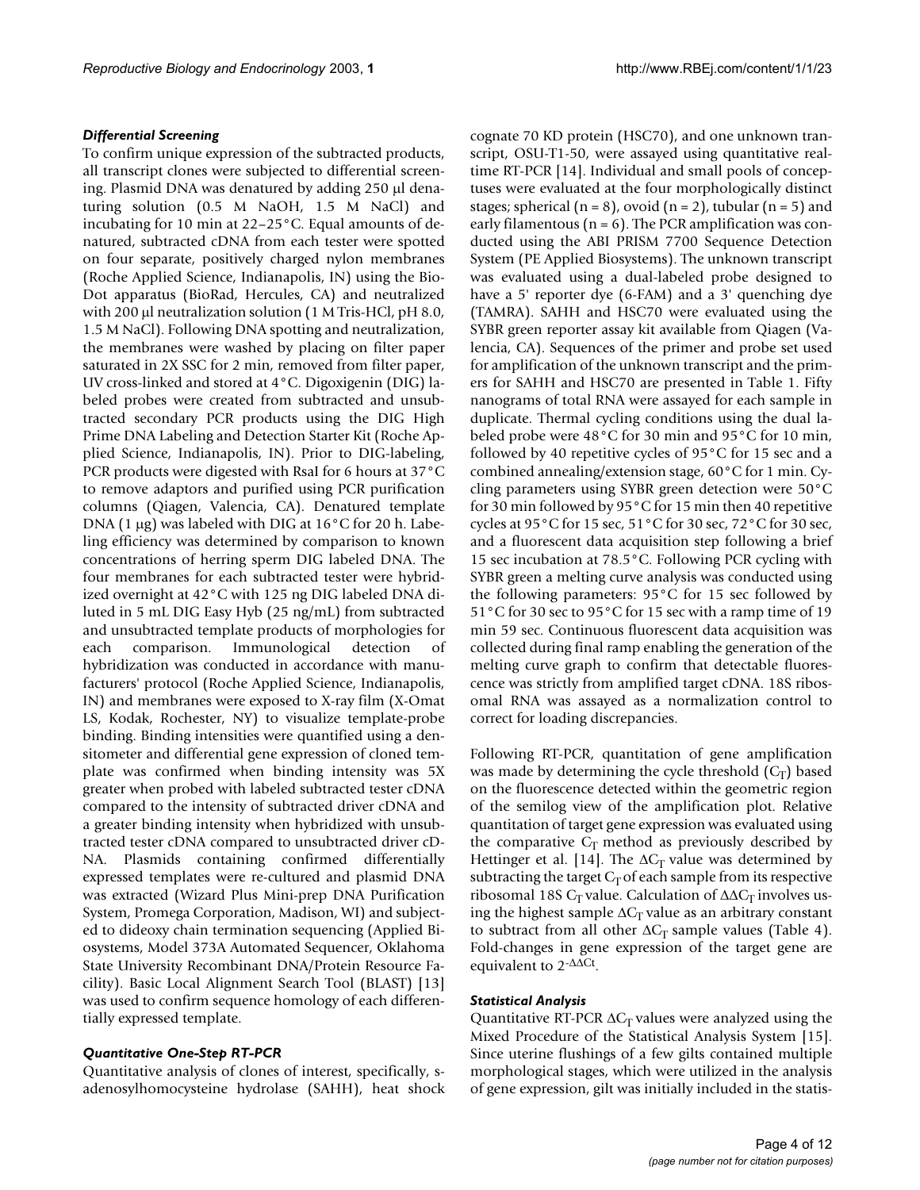### *Differential Screening*

To confirm unique expression of the subtracted products, all transcript clones were subjected to differential screening. Plasmid DNA was denatured by adding 250 μl denaturing solution (0.5 M NaOH, 1.5 M NaCl) and incubating for 10 min at 22–25°C. Equal amounts of denatured, subtracted cDNA from each tester were spotted on four separate, positively charged nylon membranes (Roche Applied Science, Indianapolis, IN) using the Bio-Dot apparatus (BioRad, Hercules, CA) and neutralized with 200 μl neutralization solution (1 M Tris-HCl, pH 8.0, 1.5 M NaCl). Following DNA spotting and neutralization, the membranes were washed by placing on filter paper saturated in 2X SSC for 2 min, removed from filter paper, UV cross-linked and stored at 4°C. Digoxigenin (DIG) labeled probes were created from subtracted and unsubtracted secondary PCR products using the DIG High Prime DNA Labeling and Detection Starter Kit (Roche Applied Science, Indianapolis, IN). Prior to DIG-labeling, PCR products were digested with RsaI for 6 hours at 37°C to remove adaptors and purified using PCR purification columns (Qiagen, Valencia, CA). Denatured template DNA (1 μg) was labeled with DIG at 16°C for 20 h. Labeling efficiency was determined by comparison to known concentrations of herring sperm DIG labeled DNA. The four membranes for each subtracted tester were hybridized overnight at 42°C with 125 ng DIG labeled DNA diluted in 5 mL DIG Easy Hyb (25 ng/mL) from subtracted and unsubtracted template products of morphologies for each comparison. Immunological detection of hybridization was conducted in accordance with manufacturers' protocol (Roche Applied Science, Indianapolis, IN) and membranes were exposed to X-ray film (X-Omat LS, Kodak, Rochester, NY) to visualize template-probe binding. Binding intensities were quantified using a densitometer and differential gene expression of cloned template was confirmed when binding intensity was 5X greater when probed with labeled subtracted tester cDNA compared to the intensity of subtracted driver cDNA and a greater binding intensity when hybridized with unsubtracted tester cDNA compared to unsubtracted driver cDNA. Plasmids containing confirmed differentially expressed templates were re-cultured and plasmid DNA was extracted (Wizard Plus Mini-prep DNA Purification System, Promega Corporation, Madison, WI) and subjected to dideoxy chain termination sequencing (Applied Biosystems, Model 373A Automated Sequencer, Oklahoma State University Recombinant DNA/Protein Resource Facility). Basic Local Alignment Search Tool (BLAST) [13] was used to confirm sequence homology of each differentially expressed template.

### *Quantitative One-Step RT-PCR*

Quantitative analysis of clones of interest, specifically, s-adenosylhomocysteine hydrolase (SAHH), heat shock cognate 70 KD protein (HSC70), and one unknown transcript, OSU-T1-50, were assayed using quantitative real-time RT-PCR [14]. Individual and small pools of conceptuses were evaluated at the four morphologically distinct stages; spherical (n = 8), ovoid (n = 2), tubular (n = 5) and early filamentous (n = 6). The PCR amplification was conducted using the ABI PRISM 7700 Sequence Detection System (PE Applied Biosystems). The unknown transcript was evaluated using a dual-labeled probe designed to have a 5' reporter dye (6-FAM) and a 3' quenching dye (TAMRA). SAHH and HSC70 were evaluated using the SYBR green reporter assay kit available from Qiagen (Valencia, CA). Sequences of the primer and probe set used for amplification of the unknown transcript and the primers for SAHH and HSC70 are presented in Table 1. Fifty nanograms of total RNA were assayed for each sample in duplicate. Thermal cycling conditions using the dual labeled probe were 48°C for 30 min and 95°C for 10 min, followed by 40 repetitive cycles of 95°C for 15 sec and a combined annealing/extension stage, 60°C for 1 min. Cycling parameters using SYBR green detection were 50°C for 30 min followed by 95°C for 15 min then 40 repetitive cycles at 95°C for 15 sec, 51°C for 30 sec, 72°C for 30 sec, and a fluorescent data acquisition step following a brief 15 sec incubation at 78.5°C. Following PCR cycling with SYBR green a melting curve analysis was conducted using the following parameters: 95°C for 15 sec followed by 51°C for 30 sec to 95°C for 15 sec with a ramp time of 19 min 59 sec. Continuous fluorescent data acquisition was collected during final ramp enabling the generation of the melting curve graph to confirm that detectable fluorescence was strictly from amplified target cDNA. 18S ribosomal RNA was assayed as a normalization control to correct for loading discrepancies.

Following RT-PCR, quantitation of gene amplification was made by determining the cycle threshold ($C_T$) based on the fluorescence detected within the geometric region of the semilog view of the amplification plot. Relative quantitation of target gene expression was evaluated using the comparative $C_T$ method as previously described by Hettinger et al. [14]. The $\Delta C_T$ value was determined by subtracting the target $C_T$ of each sample from its respective ribosomal 18S $C_T$ value. Calculation of $\Delta\Delta C_T$ involves using the highest sample $\Delta C_T$ value as an arbitrary constant to subtract from all other $\Delta C_T$ sample values (Table 4). Fold-changes in gene expression of the target gene are equivalent to $2^{-\Delta\Delta Ct}$.

### *Statistical Analysis*

Quantitative RT-PCR $\Delta C_T$ values were analyzed using the Mixed Procedure of the Statistical Analysis System [15]. Since uterine flushings of a few gilts contained multiple morphological stages, which were utilized in the analysis of gene expression, gilt was initially included in the statis-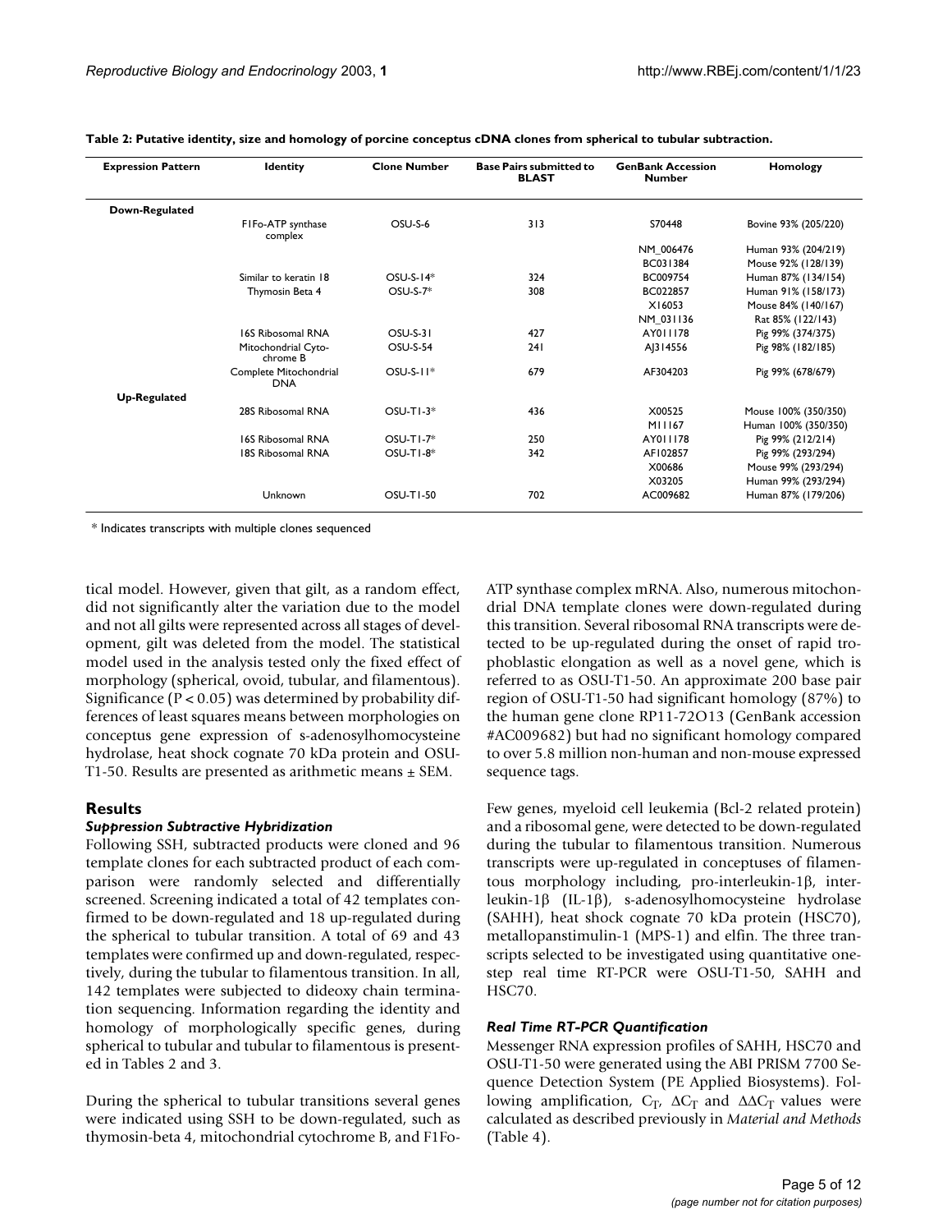**Table 2: Putative identity, size and homology of porcine conceptus cDNA clones from spherical to tubular subtraction.**

| Expression Pattern | Identity | Clone Number | Base Pairs submitted to BLAST | GenBank Accession Number | Homology |
|---|---|---|---|---|---|
| **Down-Regulated** | | | | | |
| | F1Fo-ATP synthase complex | OSU-S-6 | 313 | S70448 | Bovine 93% (205/220) |
| | | | | NM_006476 | Human 93% (204/219) |
| | | | | BC031384 | Mouse 92% (128/139) |
| | Similar to keratin 18 | OSU-S-14* | 324 | BC009754 | Human 87% (134/154) |
| | Thymosin Beta 4 | OSU-S-7* | 308 | BC022857 | Human 91% (158/173) |
| | | | | X16053 | Mouse 84% (140/167) |
| | | | | NM_031136 | Rat 85% (122/143) |
| | 16S Ribosomal RNA | OSU-S-31 | 427 | AY011178 | Pig 99% (374/375) |
| | Mitochondrial Cyto-chrome B | OSU-S-54 | 241 | AJ314556 | Pig 98% (182/185) |
| | Complete Mitochondrial DNA | OSU-S-11* | 679 | AF304203 | Pig 99% (678/679) |
| **Up-Regulated** | | | | | |
| | 28S Ribosomal RNA | OSU-T1-3* | 436 | X00525 | Mouse 100% (350/350) |
| | | | | M11167 | Human 100% (350/350) |
| | 16S Ribosomal RNA | OSU-T1-7* | 250 | AY011178 | Pig 99% (212/214) |
| | 18S Ribosomal RNA | OSU-T1-8* | 342 | AF102857 | Pig 99% (293/294) |
| | | | | X00686 | Mouse 99% (293/294) |
| | | | | X03205 | Human 99% (293/294) |
| | Unknown | OSU-T1-50 | 702 | AC009682 | Human 87% (179/206) |

* Indicates transcripts with multiple clones sequenced

tical model. However, given that gilt, as a random effect, did not significantly alter the variation due to the model and not all gilts were represented across all stages of development, gilt was deleted from the model. The statistical model used in the analysis tested only the fixed effect of morphology (spherical, ovoid, tubular, and filamentous). Significance ($P < 0.05$) was determined by probability differences of least squares means between morphologies on conceptus gene expression of s-adenosylhomocysteine hydrolase, heat shock cognate 70 kDa protein and OSU-T1-50. Results are presented as arithmetic means ± SEM.

## Results

### Suppression Subtractive Hybridization

Following SSH, subtracted products were cloned and 96 template clones for each subtracted product of each comparison were randomly selected and differentially screened. Screening indicated a total of 42 templates confirmed to be down-regulated and 18 up-regulated during the spherical to tubular transition. A total of 69 and 43 templates were confirmed up and down-regulated, respectively, during the tubular to filamentous transition. In all, 142 templates were subjected to dideoxy chain termination sequencing. Information regarding the identity and homology of morphologically specific genes, during spherical to tubular and tubular to filamentous is presented in Tables 2 and 3.

During the spherical to tubular transitions several genes were indicated using SSH to be down-regulated, such as thymosin-beta 4, mitochondrial cytochrome B, and F1Fo-ATP synthase complex mRNA. Also, numerous mitochondrial DNA template clones were down-regulated during this transition. Several ribosomal RNA transcripts were detected to be up-regulated during the onset of rapid trophoblastic elongation as well as a novel gene, which is referred to as OSU-T1-50. An approximate 200 base pair region of OSU-T1-50 had significant homology (87%) to the human gene clone RP11-72O13 (GenBank accession #AC009682) but had no significant homology compared to over 5.8 million non-human and non-mouse expressed sequence tags.

Few genes, myeloid cell leukemia (Bcl-2 related protein) and a ribosomal gene, were detected to be down-regulated during the tubular to filamentous transition. Numerous transcripts were up-regulated in conceptuses of filamentous morphology including, pro-interleukin-1β, interleukin-1β (IL-1β), s-adenosylhomocysteine hydrolase (SAHH), heat shock cognate 70 kDa protein (HSC70), metallopanstimulin-1 (MPS-1) and elfin. The three transcripts selected to be investigated using quantitative one-step real time RT-PCR were OSU-T1-50, SAHH and HSC70.

### Real Time RT-PCR Quantification

Messenger RNA expression profiles of SAHH, HSC70 and OSU-T1-50 were generated using the ABI PRISM 7700 Sequence Detection System (PE Applied Biosystems). Following amplification, $C_T$, $\Delta C_T$ and $\Delta\Delta C_T$ values were calculated as described previously in *Material and Methods* (Table 4).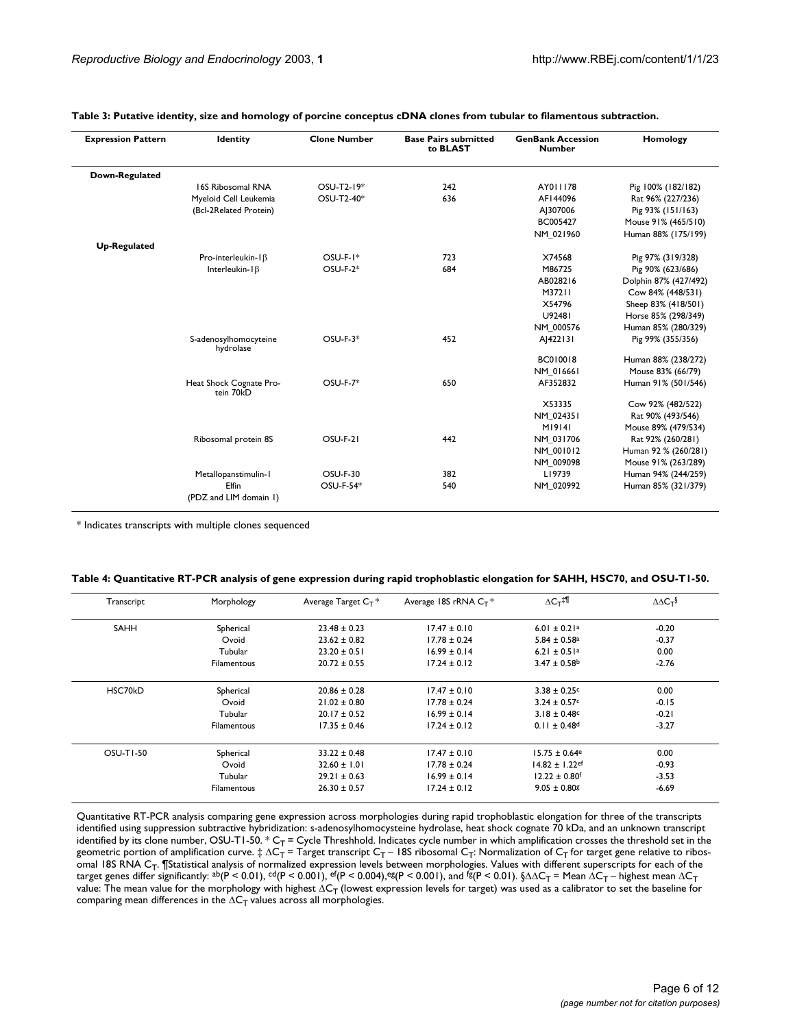**Table 3: Putative identity, size and homology of porcine conceptus cDNA clones from tubular to filamentous subtraction.**

| Expression Pattern | Identity | Clone Number | Base Pairs submitted to BLAST | GenBank Accession Number | Homology |
|---|---|---|---|---|---|
| **Down-Regulated** | | | | | |
| | 16S Ribosomal RNA | OSU-T2-19* | 242 | AY011178 | Pig 100% (182/182) |
| | Myeloid Cell Leukemia (Bcl-2Related Protein) | OSU-T2-40* | 636 | AF144096 | Rat 96% (227/236) |
| | | | | AJ307006 | Pig 93% (151/163) |
| | | | | BC005427 | Mouse 91% (465/510) |
| | | | | NM_021960 | Human 88% (175/199) |
| **Up-Regulated** | | | | | |
| | Pro-interleukin-1β | OSU-F-1* | 723 | X74568 | Pig 97% (319/328) |
| | Interleukin-1β | OSU-F-2* | 684 | M86725 | Pig 90% (623/686) |
| | | | | AB028216 | Dolphin 87% (427/492) |
| | | | | M37211 | Cow 84% (448/531) |
| | | | | X54796 | Sheep 83% (418/501) |
| | | | | U92481 | Horse 85% (298/349) |
| | | | | NM_000576 | Human 85% (280/329) |
| | S-adenosylhomocyteine hydrolase | OSU-F-3* | 452 | AJ422131 | Pig 99% (355/356) |
| | | | | BC010018 | Human 88% (238/272) |
| | | | | NM_016661 | Mouse 83% (66/79) |
| | Heat Shock Cognate Protein 70kD | OSU-F-7* | 650 | AF352832 | Human 91% (501/546) |
| | | | | X53335 | Cow 92% (482/522) |
| | | | | NM_024351 | Rat 90% (493/546) |
| | | | | M19141 | Mouse 89% (479/534) |
| | Ribosomal protein 8S | OSU-F-21 | 442 | NM_031706 | Rat 92% (260/281) |
| | | | | NM_001012 | Human 92 % (260/281) |
| | | | | NM_009098 | Mouse 91% (263/289) |
| | Metallopanstimulin-1 | OSU-F-30 | 382 | L19739 | Human 94% (244/259) |
| | Elfin (PDZ and LIM domain 1) | OSU-F-54* | 540 | NM_020992 | Human 85% (321/379) |

* Indicates transcripts with multiple clones sequenced

**Table 4: Quantitative RT-PCR analysis of gene expression during rapid trophoblastic elongation for SAHH, HSC70, and OSU-T1-50.**

| Transcript | Morphology | Average Target $C_T$* | Average 18S rRNA $C_T$* | $\Delta C_T$‡¶ | $\Delta\Delta C_T$§ |
|---|---|---|---|---|---|
| SAHH | Spherical | 23.48 ± 0.23 | 17.47 ± 0.10 | 6.01 ± 0.21[a] | -0.20 |
| | Ovoid | 23.62 ± 0.82 | 17.78 ± 0.24 | 5.84 ± 0.58[a] | -0.37 |
| | Tubular | 23.20 ± 0.51 | 16.99 ± 0.14 | 6.21 ± 0.51[a] | 0.00 |
| | Filamentous | 20.72 ± 0.55 | 17.24 ± 0.12 | 3.47 ± 0.58[b] | -2.76 |
| HSC70kD | Spherical | 20.86 ± 0.28 | 17.47 ± 0.10 | 3.38 ± 0.25[c] | 0.00 |
| | Ovoid | 21.02 ± 0.80 | 17.78 ± 0.24 | 3.24 ± 0.57[c] | -0.15 |
| | Tubular | 20.17 ± 0.52 | 16.99 ± 0.14 | 3.18 ± 0.48[c] | -0.21 |
| | Filamentous | 17.35 ± 0.46 | 17.24 ± 0.12 | 0.11 ± 0.48[d] | -3.27 |
| OSU-T1-50 | Spherical | 33.22 ± 0.48 | 17.47 ± 0.10 | 15.75 ± 0.64[e] | 0.00 |
| | Ovoid | 32.60 ± 1.01 | 17.78 ± 0.24 | 14.82 ± 1.22[ef] | -0.93 |
| | Tubular | 29.21 ± 0.63 | 16.99 ± 0.14 | 12.22 ± 0.80[f] | -3.53 |
| | Filamentous | 26.30 ± 0.57 | 17.24 ± 0.12 | 9.05 ± 0.80[g] | -6.69 |

Quantitative RT-PCR analysis comparing gene expression across morphologies during rapid trophoblastic elongation for three of the transcripts identified using suppression subtractive hybridization: s-adenosylhomocysteine hydrolase, heat shock cognate 70 kDa, and an unknown transcript identified by its clone number, OSU-T1-50. * $C_T$ = Cycle Threshhold. Indicates cycle number in which amplification crosses the threshold set in the geometric portion of amplification curve. ‡ $\Delta C_T$ = Target transcript $C_T$ – 18S ribosomal $C_T$: Normalization of $C_T$ for target gene relative to ribosomal 18S RNA $C_T$. ¶Statistical analysis of normalized expression levels between morphologies. Values with different superscripts for each of the target genes differ significantly: [ab]($P < 0.01$), [cd]($P < 0.001$), [ef]($P < 0.004$),[eg]($P < 0.001$), and [fg]($P < 0.01$). §$\Delta\Delta C_T$ = Mean $\Delta C_T$ – highest mean $\Delta C_T$ value: The mean value for the morphology with highest $\Delta C_T$ (lowest expression levels for target) was used as a calibrator to set the baseline for comparing mean differences in the $\Delta C_T$ values across all morphologies.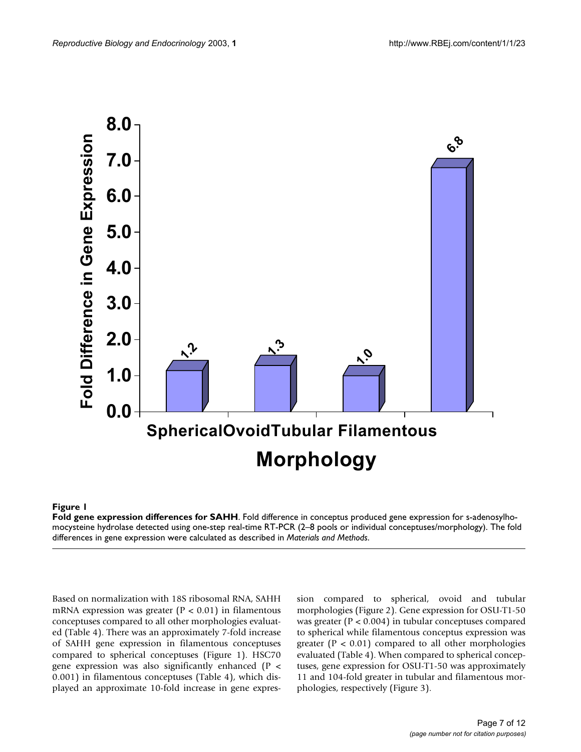**Figure 1**

**Fold gene expression differences for SAHH**. Fold difference in conceptus produced gene expression for s-adenosylhomocysteine hydrolase detected using one-step real-time RT-PCR (2–8 pools or individual conceptuses/morphology). The fold differences in gene expression were calculated as described in *Materials and Methods*.

Based on normalization with 18S ribosomal RNA, SAHH mRNA expression was greater ($P < 0.01$) in filamentous conceptuses compared to all other morphologies evaluated (Table 4). There was an approximately 7-fold increase of SAHH gene expression in filamentous conceptuses compared to spherical conceptuses (Figure 1). HSC70 gene expression was also significantly enhanced ($P < 0.001$) in filamentous conceptuses (Table 4), which displayed an approximate 10-fold increase in gene expression compared to spherical, ovoid and tubular morphologies (Figure 2). Gene expression for OSU-T1-50 was greater ($P < 0.004$) in tubular conceptuses compared to spherical while filamentous conceptus expression was greater ($P < 0.01$) compared to all other morphologies evaluated (Table 4). When compared to spherical conceptuses, gene expression for OSU-T1-50 was approximately 11 and 104-fold greater in tubular and filamentous morphologies, respectively (Figure 3).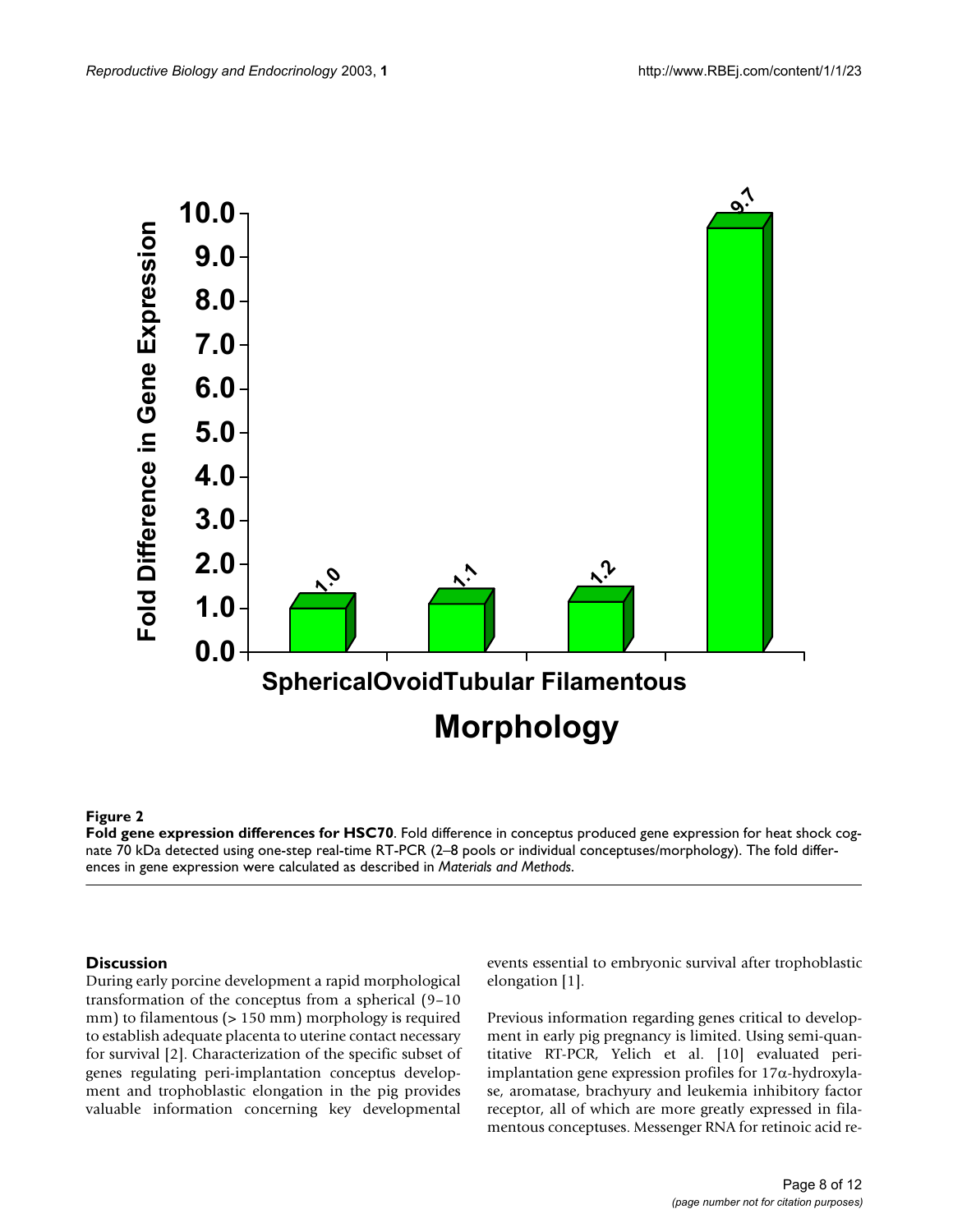**Figure 2**

**Fold gene expression differences for HSC70**. Fold difference in conceptus produced gene expression for heat shock cognate 70 kDa detected using one-step real-time RT-PCR (2–8 pools or individual conceptuses/morphology). The fold differences in gene expression were calculated as described in *Materials and Methods*.

## Discussion

During early porcine development a rapid morphological transformation of the conceptus from a spherical (9–10 mm) to filamentous (> 150 mm) morphology is required to establish adequate placenta to uterine contact necessary for survival [2]. Characterization of the specific subset of genes regulating peri-implantation conceptus development and trophoblastic elongation in the pig provides valuable information concerning key developmental events essential to embryonic survival after trophoblastic elongation [1].

Previous information regarding genes critical to development in early pig pregnancy is limited. Using semi-quantitative RT-PCR, Yelich et al. [10] evaluated peri-implantation gene expression profiles for 17α-hydroxylase, aromatase, brachyury and leukemia inhibitory factor receptor, all of which are more greatly expressed in filamentous conceptuses. Messenger RNA for retinoic acid re-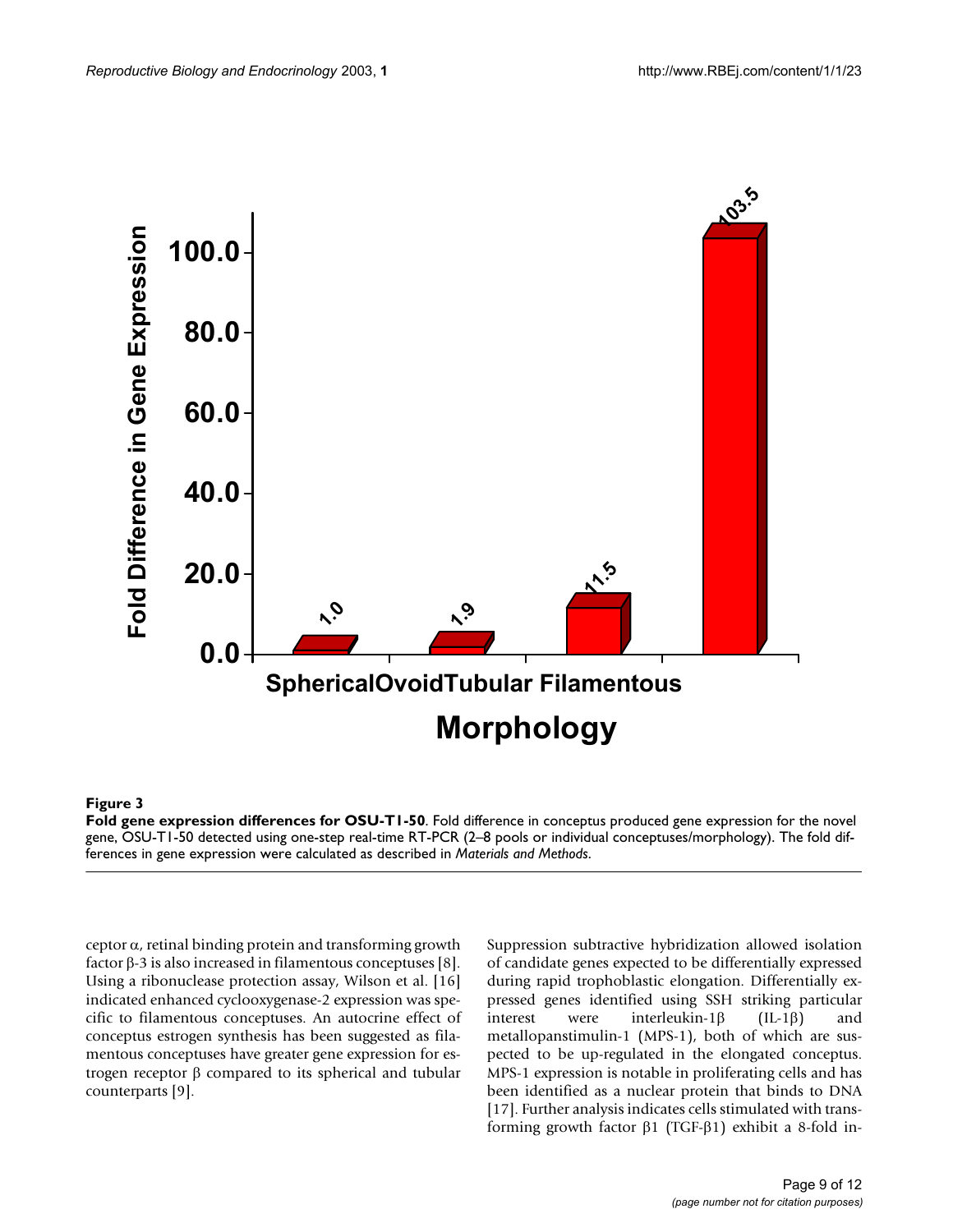**Figure 3**

**Fold gene expression differences for OSU-T1-50**. Fold difference in conceptus produced gene expression for the novel gene, OSU-T1-50 detected using one-step real-time RT-PCR (2–8 pools or individual conceptuses/morphology). The fold differences in gene expression were calculated as described in *Materials and Methods*.

ceptor α, retinal binding protein and transforming growth factor β-3 is also increased in filamentous conceptuses [8]. Using a ribonuclease protection assay, Wilson et al. [16] indicated enhanced cyclooxygenase-2 expression was specific to filamentous conceptuses. An autocrine effect of conceptus estrogen synthesis has been suggested as filamentous conceptuses have greater gene expression for estrogen receptor β compared to its spherical and tubular counterparts [9].

Suppression subtractive hybridization allowed isolation of candidate genes expected to be differentially expressed during rapid trophoblastic elongation. Differentially expressed genes identified using SSH striking particular interest were interleukin-1β (IL-1β) and metallopanstimulin-1 (MPS-1), both of which are suspected to be up-regulated in the elongated conceptus. MPS-1 expression is notable in proliferating cells and has been identified as a nuclear protein that binds to DNA [17]. Further analysis indicates cells stimulated with transforming growth factor β1 (TGF-β1) exhibit a 8-fold in-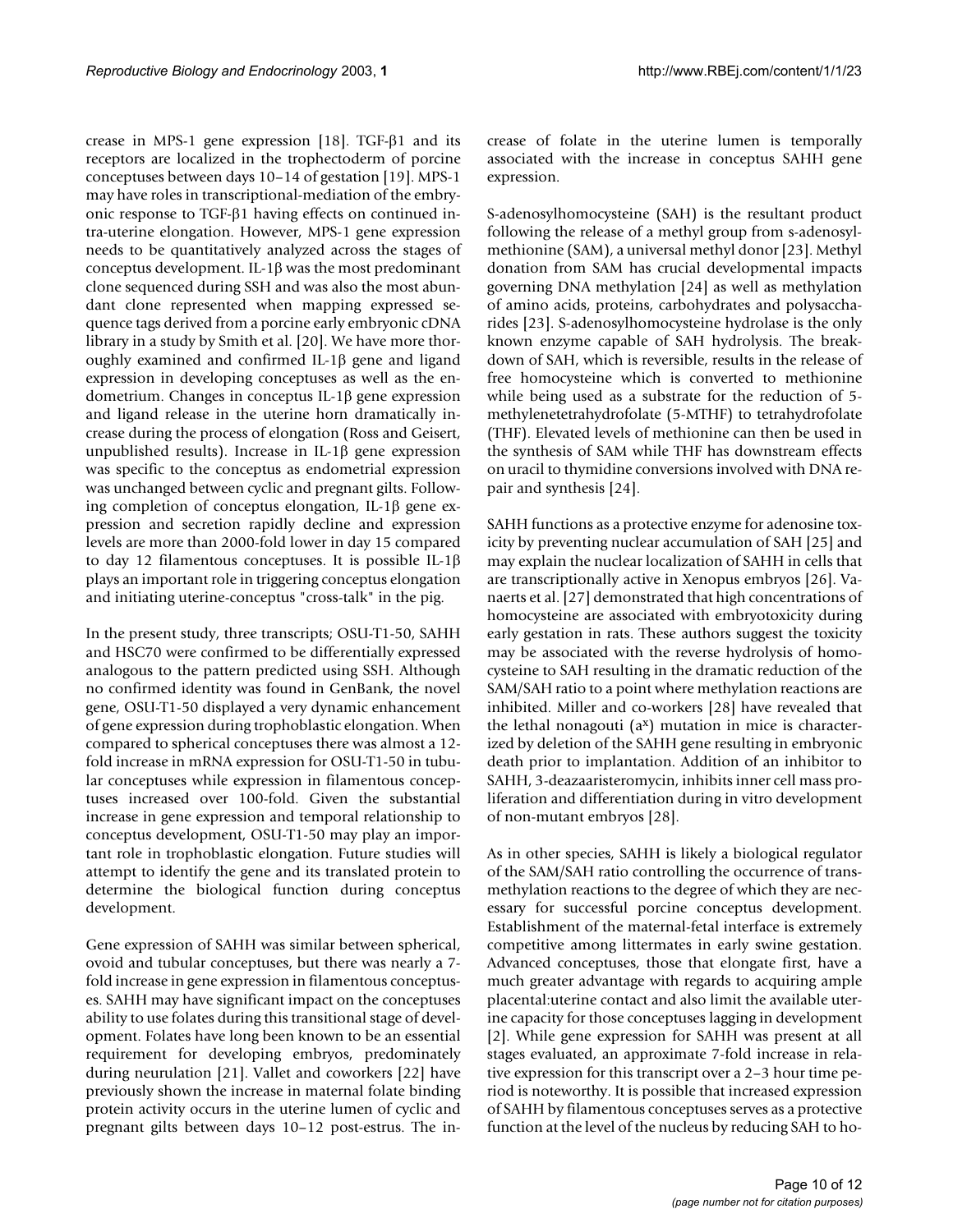crease in MPS-1 gene expression [18]. TGF-β1 and its receptors are localized in the trophectoderm of porcine conceptuses between days 10–14 of gestation [19]. MPS-1 may have roles in transcriptional-mediation of the embryonic response to TGF-β1 having effects on continued intra-uterine elongation. However, MPS-1 gene expression needs to be quantitatively analyzed across the stages of conceptus development. IL-1β was the most predominant clone sequenced during SSH and was also the most abundant clone represented when mapping expressed sequence tags derived from a porcine early embryonic cDNA library in a study by Smith et al. [20]. We have more thoroughly examined and confirmed IL-1β gene and ligand expression in developing conceptuses as well as the endometrium. Changes in conceptus IL-1β gene expression and ligand release in the uterine horn dramatically increase during the process of elongation (Ross and Geisert, unpublished results). Increase in IL-1β gene expression was specific to the conceptus as endometrial expression was unchanged between cyclic and pregnant gilts. Following completion of conceptus elongation, IL-1β gene expression and secretion rapidly decline and expression levels are more than 2000-fold lower in day 15 compared to day 12 filamentous conceptuses. It is possible IL-1β plays an important role in triggering conceptus elongation and initiating uterine-conceptus "cross-talk" in the pig.

In the present study, three transcripts; OSU-T1-50, SAHH and HSC70 were confirmed to be differentially expressed analogous to the pattern predicted using SSH. Although no confirmed identity was found in GenBank, the novel gene, OSU-T1-50 displayed a very dynamic enhancement of gene expression during trophoblastic elongation. When compared to spherical conceptuses there was almost a 12-fold increase in mRNA expression for OSU-T1-50 in tubular conceptuses while expression in filamentous conceptuses increased over 100-fold. Given the substantial increase in gene expression and temporal relationship to conceptus development, OSU-T1-50 may play an important role in trophoblastic elongation. Future studies will attempt to identify the gene and its translated protein to determine the biological function during conceptus development.

Gene expression of SAHH was similar between spherical, ovoid and tubular conceptuses, but there was nearly a 7-fold increase in gene expression in filamentous conceptuses. SAHH may have significant impact on the conceptuses ability to use folates during this transitional stage of development. Folates have long been known to be an essential requirement for developing embryos, predominately during neurulation [21]. Vallet and coworkers [22] have previously shown the increase in maternal folate binding protein activity occurs in the uterine lumen of cyclic and pregnant gilts between days 10–12 post-estrus. The increase of folate in the uterine lumen is temporally associated with the increase in conceptus SAHH gene expression.

S-adenosylhomocysteine (SAH) is the resultant product following the release of a methyl group from s-adenosylmethionine (SAM), a universal methyl donor [23]. Methyl donation from SAM has crucial developmental impacts governing DNA methylation [24] as well as methylation of amino acids, proteins, carbohydrates and polysaccharides [23]. S-adenosylhomocysteine hydrolase is the only known enzyme capable of SAH hydrolysis. The breakdown of SAH, which is reversible, results in the release of free homocysteine which is converted to methionine while being used as a substrate for the reduction of 5-methylenetetrahydrofolate (5-MTHF) to tetrahydrofolate (THF). Elevated levels of methionine can then be used in the synthesis of SAM while THF has downstream effects on uracil to thymidine conversions involved with DNA repair and synthesis [24].

SAHH functions as a protective enzyme for adenosine toxicity by preventing nuclear accumulation of SAH [25] and may explain the nuclear localization of SAHH in cells that are transcriptionally active in Xenopus embryos [26]. Vanaerts et al. [27] demonstrated that high concentrations of homocysteine are associated with embryotoxicity during early gestation in rats. These authors suggest the toxicity may be associated with the reverse hydrolysis of homocysteine to SAH resulting in the dramatic reduction of the SAM/SAH ratio to a point where methylation reactions are inhibited. Miller and co-workers [28] have revealed that the lethal nonagouti ($a^x$) mutation in mice is characterized by deletion of the SAHH gene resulting in embryonic death prior to implantation. Addition of an inhibitor to SAHH, 3-deazaaristeromycin, inhibits inner cell mass proliferation and differentiation during in vitro development of non-mutant embryos [28].

As in other species, SAHH is likely a biological regulator of the SAM/SAH ratio controlling the occurrence of transmethylation reactions to the degree of which they are necessary for successful porcine conceptus development. Establishment of the maternal-fetal interface is extremely competitive among littermates in early swine gestation. Advanced conceptuses, those that elongate first, have a much greater advantage with regards to acquiring ample placental:uterine contact and also limit the available uterine capacity for those conceptuses lagging in development [2]. While gene expression for SAHH was present at all stages evaluated, an approximate 7-fold increase in relative expression for this transcript over a 2–3 hour time period is noteworthy. It is possible that increased expression of SAHH by filamentous conceptuses serves as a protective function at the level of the nucleus by reducing SAH to ho-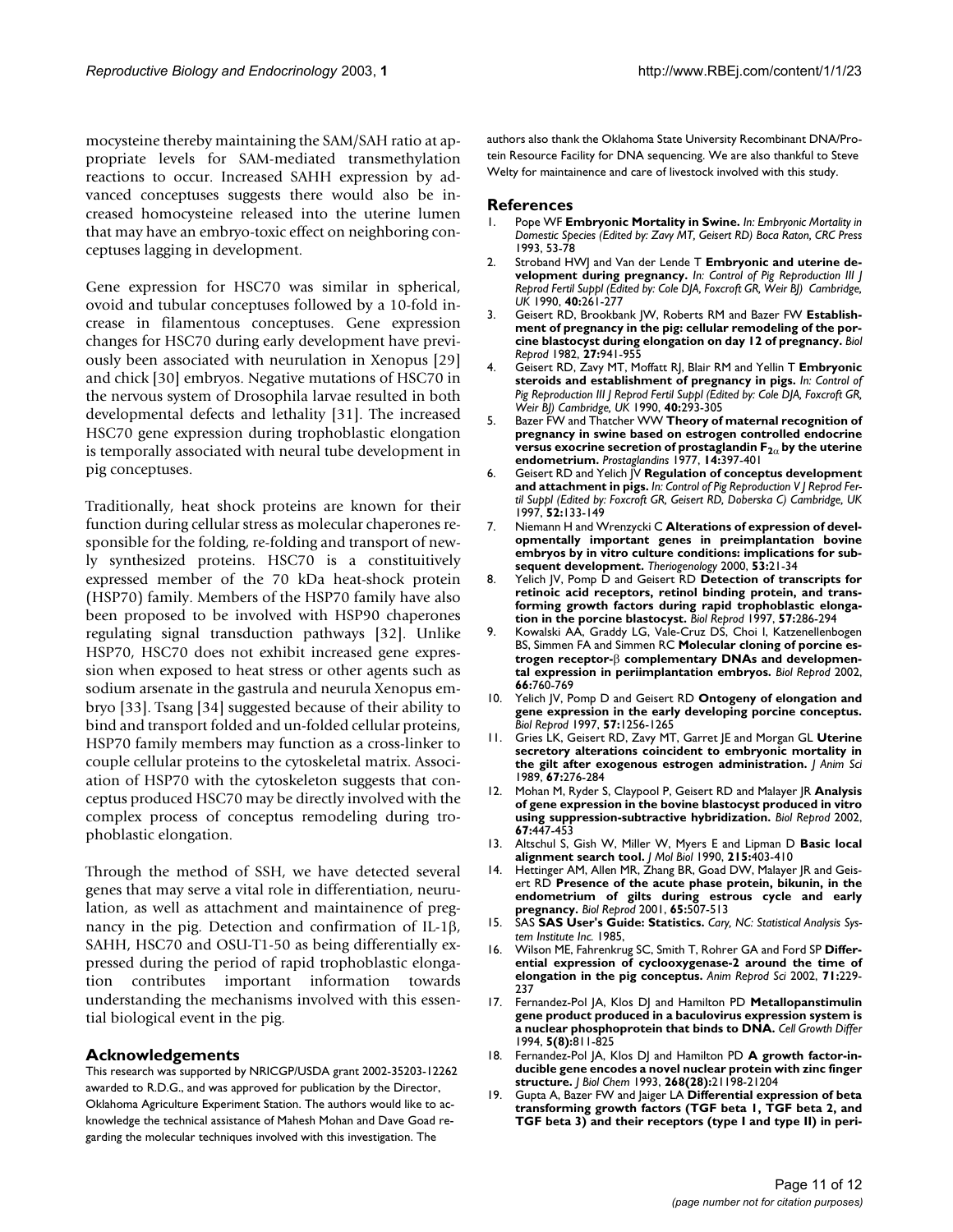mocysteine thereby maintaining the SAM/SAH ratio at appropriate levels for SAM-mediated transmethylation reactions to occur. Increased SAHH expression by advanced conceptuses suggests there would also be increased homocysteine released into the uterine lumen that may have an embryo-toxic effect on neighboring conceptuses lagging in development.

Gene expression for HSC70 was similar in spherical, ovoid and tubular conceptuses followed by a 10-fold increase in filamentous conceptuses. Gene expression changes for HSC70 during early development have previously been associated with neurulation in Xenopus [29] and chick [30] embryos. Negative mutations of HSC70 in the nervous system of Drosophila larvae resulted in both developmental defects and lethality [31]. The increased HSC70 gene expression during trophoblastic elongation is temporally associated with neural tube development in pig conceptuses.

Traditionally, heat shock proteins are known for their function during cellular stress as molecular chaperones responsible for the folding, re-folding and transport of newly synthesized proteins. HSC70 is a constituitively expressed member of the 70 kDa heat-shock protein (HSP70) family. Members of the HSP70 family have also been proposed to be involved with HSP90 chaperones regulating signal transduction pathways [32]. Unlike HSP70, HSC70 does not exhibit increased gene expression when exposed to heat stress or other agents such as sodium arsenate in the gastrula and neurula Xenopus embryo [33]. Tsang [34] suggested because of their ability to bind and transport folded and un-folded cellular proteins, HSP70 family members may function as a cross-linker to couple cellular proteins to the cytoskeletal matrix. Association of HSP70 with the cytoskeleton suggests that conceptus produced HSC70 may be directly involved with the complex process of conceptus remodeling during trophoblastic elongation.

Through the method of SSH, we have detected several genes that may serve a vital role in differentiation, neurulation, as well as attachment and maintainence of pregnancy in the pig. Detection and confirmation of IL-1β, SAHH, HSC70 and OSU-T1-50 as being differentially expressed during the period of rapid trophoblastic elongation contributes important information towards understanding the mechanisms involved with this essential biological event in the pig.

## Acknowledgements

This research was supported by NRICGP/USDA grant 2002-35203-12262 awarded to R.D.G., and was approved for publication by the Director, Oklahoma Agriculture Experiment Station. The authors would like to acknowledge the technical assistance of Mahesh Mohan and Dave Goad regarding the molecular techniques involved with this investigation. The authors also thank the Oklahoma State University Recombinant DNA/Protein Resource Facility for DNA sequencing. We are also thankful to Steve Welty for maintainence and care of livestock involved with this study.

## References

1. Pope WF **Embryonic Mortality in Swine.** *In: Embryonic Mortality in Domestic Species (Edited by: Zavy MT, Geisert RD) Boca Raton, CRC Press* 1993, 53-78
2. Stroband HWJ and Van der Lende T **Embryonic and uterine development during pregnancy.** *In: Control of Pig Reproduction III J Reprod Fertil Suppl (Edited by: Cole DJA, Foxcroft GR, Weir BJ) Cambridge, UK* 1990, **40:**261-277
3. Geisert RD, Brookbank JW, Roberts RM and Bazer FW **Establishment of pregnancy in the pig: cellular remodeling of the porcine blastocyst during elongation on day 12 of pregnancy.** *Biol Reprod* 1982, **27:**941-955
4. Geisert RD, Zavy MT, Moffatt RJ, Blair RM and Yellin T **Embryonic steroids and establishment of pregnancy in pigs.** *In: Control of Pig Reproduction III J Reprod Fertil Suppl (Edited by: Cole DJA, Foxcroft GR, Weir BJ) Cambridge, UK* 1990, **40:**293-305
5. Bazer FW and Thatcher WW **Theory of maternal recognition of pregnancy in swine based on estrogen controlled endocrine versus exocrine secretion of prostaglandin $F_{2\alpha}$ by the uterine endometrium.** *Prostaglandins* 1977, **14:**397-401
6. Geisert RD and Yelich JV **Regulation of conceptus development and attachment in pigs.** *In: Control of Pig Reproduction V J Reprod Fertil Suppl (Edited by: Foxcroft GR, Geisert RD, Doberska C) Cambridge, UK* 1997, **52:**133-149
7. Niemann H and Wrenzycki C **Alterations of expression of developmentally important genes in preimplantation bovine embryos by in vitro culture conditions: implications for subsequent development.** *Theriogenology* 2000, **53:**21-34
8. Yelich JV, Pomp D and Geisert RD **Detection of transcripts for retinoic acid receptors, retinol binding protein, and transforming growth factors during rapid trophoblastic elongation in the porcine blastocyst.** *Biol Reprod* 1997, **57:**286-294
9. Kowalski AA, Graddy LG, Vale-Cruz DS, Choi I, Katzenellenbogen BS, Simmen FA and Simmen RC **Molecular cloning of porcine estrogen receptor-β complementary DNAs and developmental expression in periimplantation embryos.** *Biol Reprod* 2002, **66:**760-769
10. Yelich JV, Pomp D and Geisert RD **Ontogeny of elongation and gene expression in the early developing porcine conceptus.** *Biol Reprod* 1997, **57:**1256-1265
11. Gries LK, Geisert RD, Zavy MT, Garret JE and Morgan GL **Uterine secretory alterations coincident to embryonic mortality in the gilt after exogenous estrogen administration.** *J Anim Sci* 1989, **67:**276-284
12. Mohan M, Ryder S, Claypool P, Geisert RD and Malayer JR **Analysis of gene expression in the bovine blastocyst produced in vitro using suppression-subtractive hybridization.** *Biol Reprod* 2002, **67:**447-453
13. Altschul S, Gish W, Miller W, Myers E and Lipman D **Basic local alignment search tool.** *J Mol Biol* 1990, **215:**403-410
14. Hettinger AM, Allen MR, Zhang BR, Goad DW, Malayer JR and Geisert RD **Presence of the acute phase protein, bikunin, in the endometrium of gilts during estrous cycle and early pregnancy.** *Biol Reprod* 2001, **65:**507-513
15. SAS **SAS User's Guide: Statistics.** *Cary, NC: Statistical Analysis System Institute Inc.* 1985,
16. Wilson ME, Fahrenkrug SC, Smith T, Rohrer GA and Ford SP **Differential expression of cyclooxygenase-2 around the time of elongation in the pig conceptus.** *Anim Reprod Sci* 2002, **71:**229-237
17. Fernandez-Pol JA, Klos DJ and Hamilton PD **Metallopanstimulin gene product produced in a baculovirus expression system is a nuclear phosphoprotein that binds to DNA.** *Cell Growth Differ* 1994, **5(8):**811-825
18. Fernandez-Pol JA, Klos DJ and Hamilton PD **A growth factor-inducible gene encodes a novel nuclear protein with zinc finger structure.** *J Biol Chem* 1993, **268(28):**21198-21204
19. Gupta A, Bazer FW and Jaiger LA **Differential expression of beta transforming growth factors (TGF beta 1, TGF beta 2, and TGF beta 3) and their receptors (type I and type II) in peri-**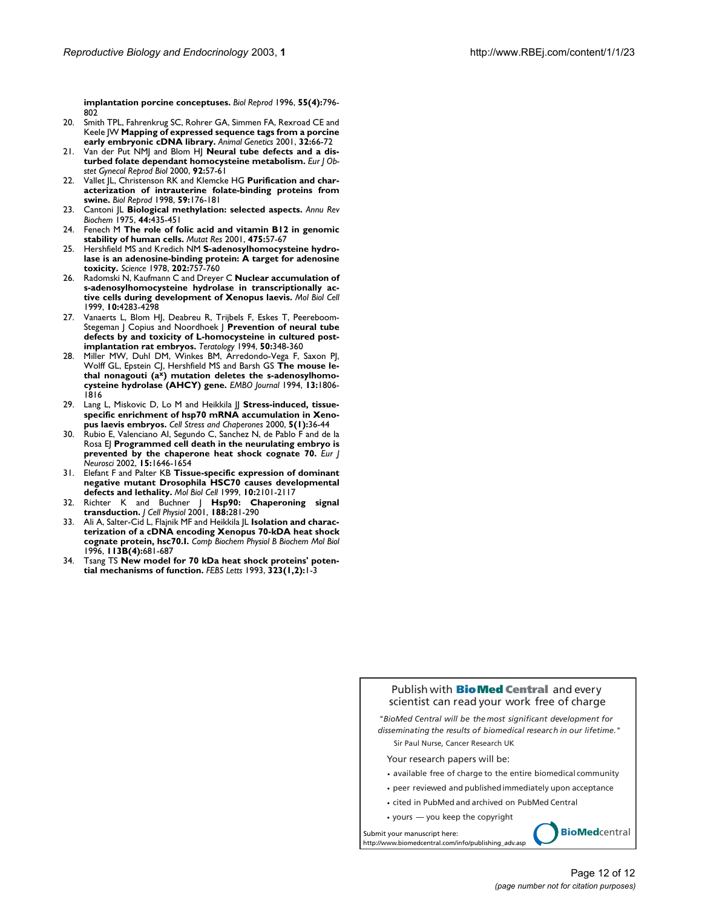implantation porcine conceptuses.** *Biol Reprod* 1996, **55(4):**796-802

20. Smith TPL, Fahrenkrug SC, Rohrer GA, Simmen FA, Rexroad CE and Keele JW **Mapping of expressed sequence tags from a porcine early embryonic cDNA library.** *Animal Genetics* 2001, **32:**66-72
21. Van der Put NMJ and Blom HJ **Neural tube defects and a disturbed folate dependant homocysteine metabolism.** *Eur J Obstet Gynecol Reprod Biol* 2000, **92:**57-61
22. Vallet JL, Christenson RK and Klemcke HG **Purification and characterization of intrauterine folate-binding proteins from swine.** *Biol Reprod* 1998, **59:**176-181
23. Cantoni JL **Biological methylation: selected aspects.** *Annu Rev Biochem* 1975, **44:**435-451
24. Fenech M **The role of folic acid and vitamin B12 in genomic stability of human cells.** *Mutat Res* 2001, **475:**57-67
25. Hershfield MS and Kredich NM **S-adenosylhomocysteine hydrolase is an adenosine-binding protein: A target for adenosine toxicity.** *Science* 1978, **202:**757-760
26. Radomski N, Kaufmann C and Dreyer C **Nuclear accumulation of s-adenosylhomocysteine hydrolase in transcriptionally active cells during development of Xenopus laevis.** *Mol Biol Cell* 1999, **10:**4283-4298
27. Vanaerts L, Blom HJ, Deabreu R, Trijbels F, Eskes T, Peereboom-Stegeman J Copius and Noordhoek J **Prevention of neural tube defects by and toxicity of L-homocysteine in cultured post-implantation rat embryos.** *Teratology* 1994, **50:**348-360
28. Miller MW, Duhl DM, Winkes BM, Arredondo-Vega F, Saxon PJ, Wolff GL, Epstein CJ, Hershfield MS and Barsh GS **The mouse lethal nonagouti ($a^x$) mutation deletes the s-adenosylhomocysteine hydrolase (AHCY) gene.** *EMBO Journal* 1994, **13:**1806-1816
29. Lang L, Miskovic D, Lo M and Heikkila JJ **Stress-induced, tissue-specific enrichment of hsp70 mRNA accumulation in Xenopus laevis embryos.** *Cell Stress and Chaperones* 2000, **5(1):**36-44
30. Rubio E, Valenciano AI, Segundo C, Sanchez N, de Pablo F and de la Rosa EJ **Programmed cell death in the neurulating embryo is prevented by the chaperone heat shock cognate 70.** *Eur J Neurosci* 2002, **15:**1646-1654
31. Elefant F and Palter KB **Tissue-specific expression of dominant negative mutant Drosophila HSC70 causes developmental defects and lethality.** *Mol Biol Cell* 1999, **10:**2101-2117
32. Richter K and Buchner J **Hsp90: Chaperoning signal transduction.** *J Cell Physiol* 2001, **188:**281-290
33. Ali A, Salter-Cid L, Flajnik MF and Heikkila JL **Isolation and characterization of a cDNA encoding Xenopus 70-kDA heat shock cognate protein, hsc70.I.** *Comp Biochem Physiol B Biochem Mol Biol* 1996, **113B(4):**681-687
34. Tsang TS **New model for 70 kDa heat shock proteins' potential mechanisms of function.** *FEBS Letts* 1993, **323(1,2):**1-3

Publish with **BioMed Central** and every scientist can read your work free of charge

*"BioMed Central will be the most significant development for disseminating the results of biomedical research in our lifetime."*

Sir Paul Nurse, Cancer Research UK

Your research papers will be:

- available free of charge to the entire biomedical community
- peer reviewed and published immediately upon acceptance
- cited in PubMed and archived on PubMed Central
- yours — you keep the copyright

Submit your manuscript here:
http://www.biomedcentral.com/info/publishing_adv.asp

**BioMed**central